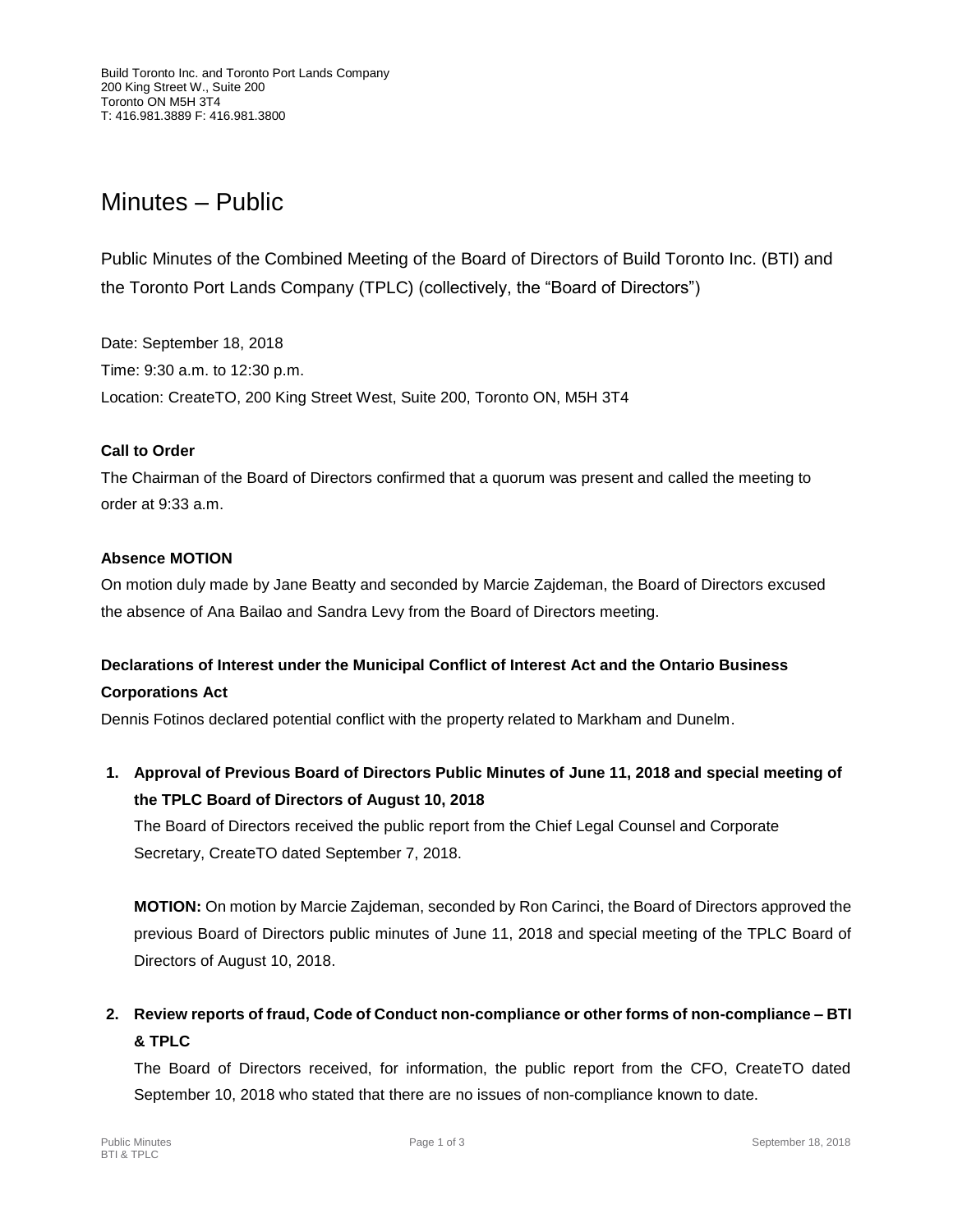Build Toronto Inc. and Toronto Port Lands Company
200 King Street W., Suite 200
Toronto ON M5H 3T4
T: 416.981.3889 F: 416.981.3800

# Minutes – Public

Public Minutes of the Combined Meeting of the Board of Directors of Build Toronto Inc. (BTI) and the Toronto Port Lands Company (TPLC) (collectively, the "Board of Directors")

Date: September 18, 2018
Time: 9:30 a.m. to 12:30 p.m.
Location: CreateTO, 200 King Street West, Suite 200, Toronto ON, M5H 3T4

**Call to Order**

The Chairman of the Board of Directors confirmed that a quorum was present and called the meeting to order at 9:33 a.m.

**Absence MOTION**

On motion duly made by Jane Beatty and seconded by Marcie Zajdeman, the Board of Directors excused the absence of Ana Bailao and Sandra Levy from the Board of Directors meeting.

**Declarations of Interest under the Municipal Conflict of Interest Act and the Ontario Business Corporations Act**

Dennis Fotinos declared potential conflict with the property related to Markham and Dunelm.

1. **Approval of Previous Board of Directors Public Minutes of June 11, 2018 and special meeting of the TPLC Board of Directors of August 10, 2018**

   The Board of Directors received the public report from the Chief Legal Counsel and Corporate Secretary, CreateTO dated September 7, 2018.

   **MOTION:** On motion by Marcie Zajdeman, seconded by Ron Carinci, the Board of Directors approved the previous Board of Directors public minutes of June 11, 2018 and special meeting of the TPLC Board of Directors of August 10, 2018.

2. **Review reports of fraud, Code of Conduct non-compliance or other forms of non-compliance – BTI & TPLC**

   The Board of Directors received, for information, the public report from the CFO, CreateTO dated September 10, 2018 who stated that there are no issues of non-compliance known to date.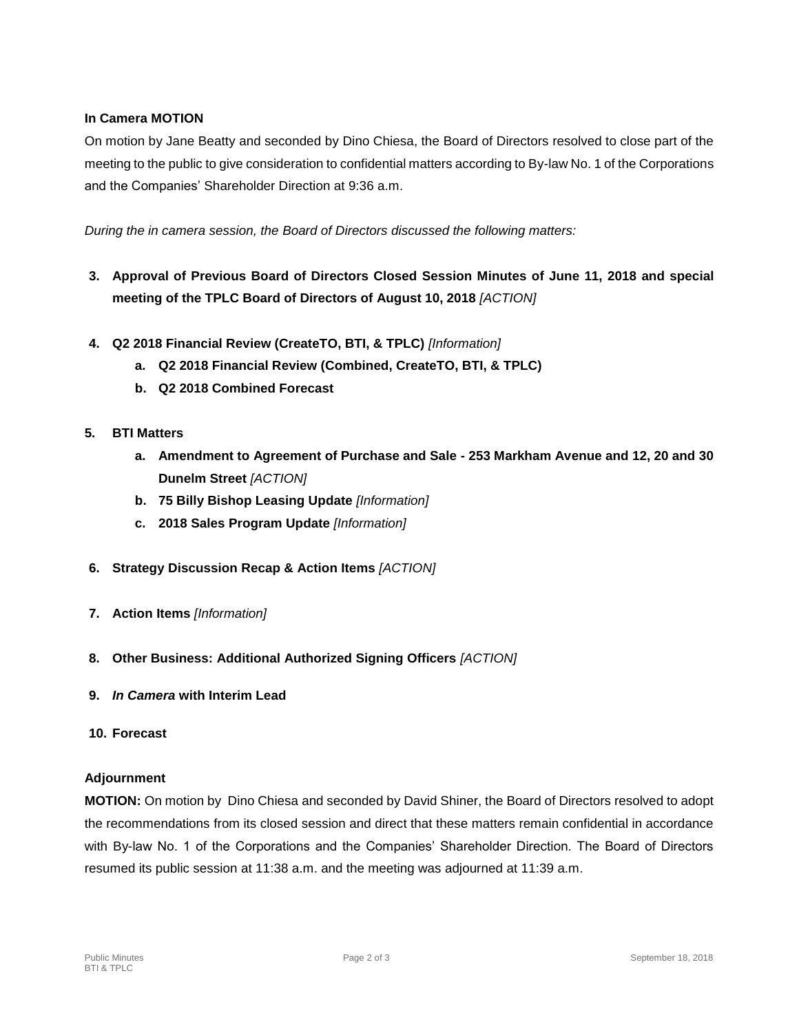**In Camera MOTION**

On motion by Jane Beatty and seconded by Dino Chiesa, the Board of Directors resolved to close part of the meeting to the public to give consideration to confidential matters according to By-law No. 1 of the Corporations and the Companies' Shareholder Direction at 9:36 a.m.

*During the in camera session, the Board of Directors discussed the following matters:*

3. **Approval of Previous Board of Directors Closed Session Minutes of June 11, 2018 and special meeting of the TPLC Board of Directors of August 10, 2018** *[ACTION]*

4. **Q2 2018 Financial Review (CreateTO, BTI, & TPLC)** *[Information]*
   a. **Q2 2018 Financial Review (Combined, CreateTO, BTI, & TPLC)**
   b. **Q2 2018 Combined Forecast**

5. **BTI Matters**
   a. **Amendment to Agreement of Purchase and Sale - 253 Markham Avenue and 12, 20 and 30 Dunelm Street** *[ACTION]*
   b. **75 Billy Bishop Leasing Update** *[Information]*
   c. **2018 Sales Program Update** *[Information]*

6. **Strategy Discussion Recap & Action Items** *[ACTION]*

7. **Action Items** *[Information]*

8. **Other Business: Additional Authorized Signing Officers** *[ACTION]*

9. ***In Camera* with Interim Lead**

10. **Forecast**

**Adjournment**

**MOTION:** On motion by Dino Chiesa and seconded by David Shiner, the Board of Directors resolved to adopt the recommendations from its closed session and direct that these matters remain confidential in accordance with By-law No. 1 of the Corporations and the Companies' Shareholder Direction. The Board of Directors resumed its public session at 11:38 a.m. and the meeting was adjourned at 11:39 a.m.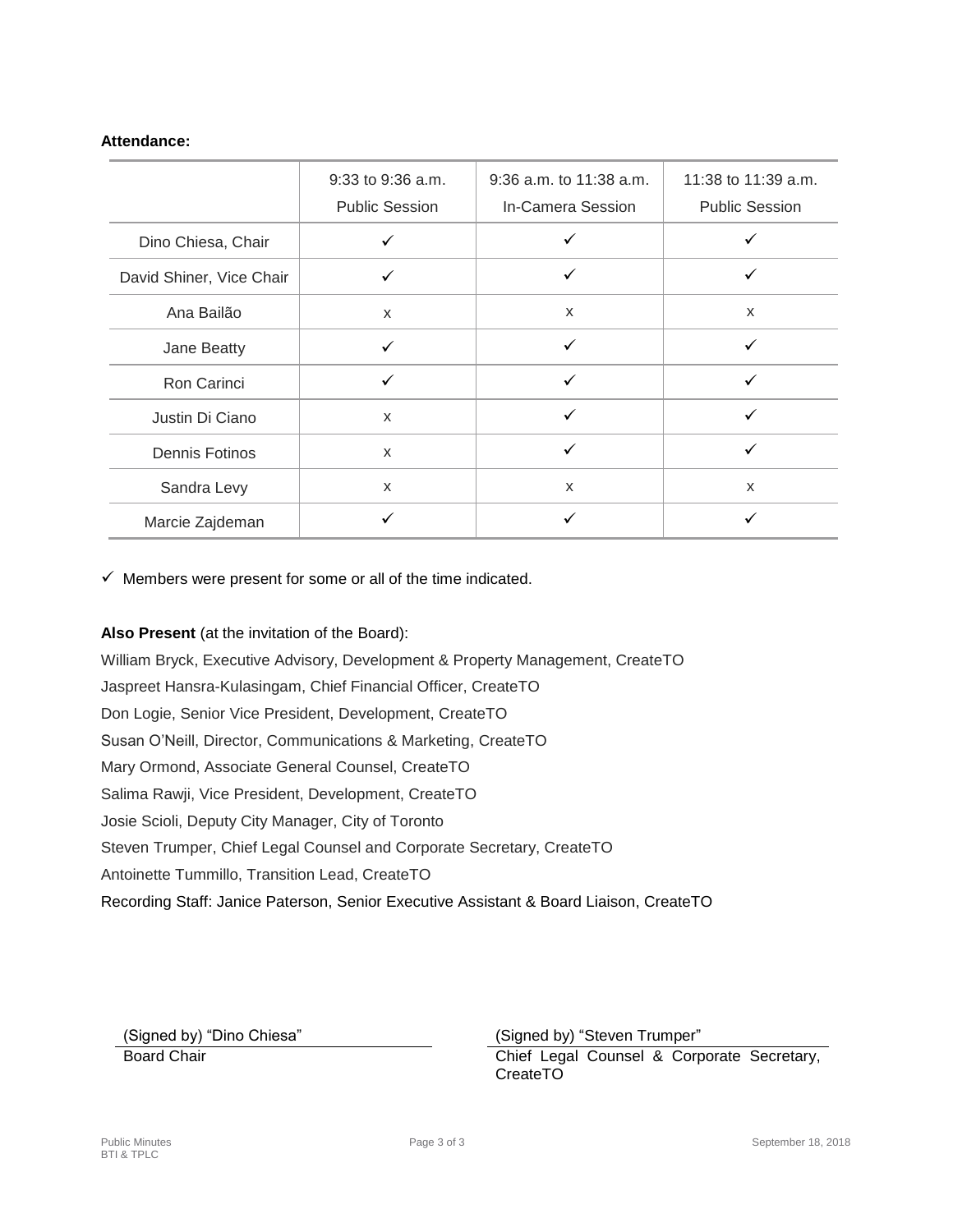**Attendance:**

| | 9:33 to 9:36 a.m. Public Session | 9:36 a.m. to 11:38 a.m. In-Camera Session | 11:38 to 11:39 a.m. Public Session |
|---|---|---|---|
| Dino Chiesa, Chair | ✓ | ✓ | ✓ |
| David Shiner, Vice Chair | ✓ | ✓ | ✓ |
| Ana Bailão | x | x | x |
| Jane Beatty | ✓ | ✓ | ✓ |
| Ron Carinci | ✓ | ✓ | ✓ |
| Justin Di Ciano | x | ✓ | ✓ |
| Dennis Fotinos | x | ✓ | ✓ |
| Sandra Levy | x | x | x |
| Marcie Zajdeman | ✓ | ✓ | ✓ |

✓ Members were present for some or all of the time indicated.

**Also Present** (at the invitation of the Board):

William Bryck, Executive Advisory, Development & Property Management, CreateTO

Jaspreet Hansra-Kulasingam, Chief Financial Officer, CreateTO

Don Logie, Senior Vice President, Development, CreateTO

Susan O'Neill, Director, Communications & Marketing, CreateTO

Mary Ormond, Associate General Counsel, CreateTO

Salima Rawji, Vice President, Development, CreateTO

Josie Scioli, Deputy City Manager, City of Toronto

Steven Trumper, Chief Legal Counsel and Corporate Secretary, CreateTO

Antoinette Tummillo, Transition Lead, CreateTO

Recording Staff: Janice Paterson, Senior Executive Assistant & Board Liaison, CreateTO

(Signed by) "Dino Chiesa"
Board Chair

(Signed by) "Steven Trumper"
Chief Legal Counsel & Corporate Secretary, CreateTO